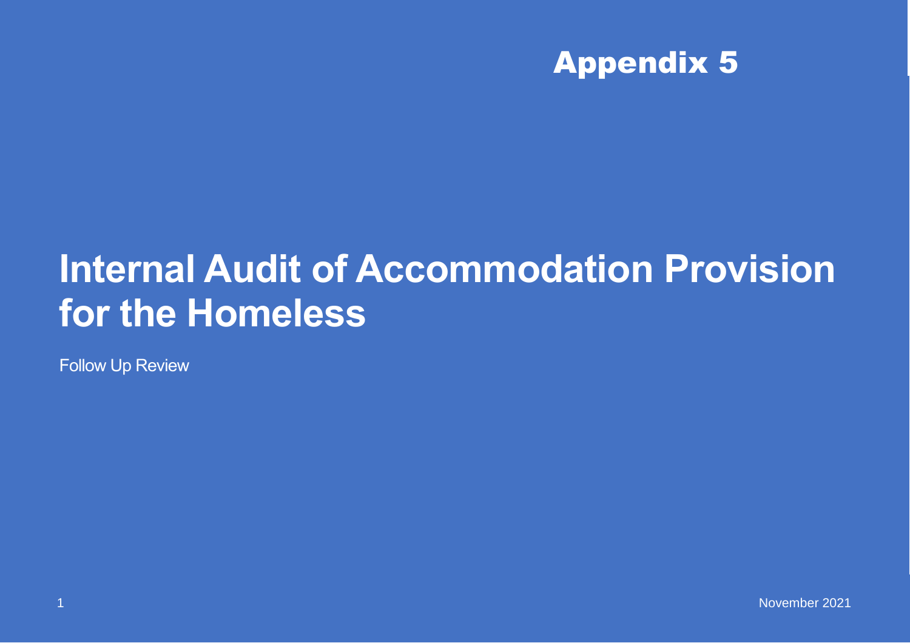Appendix 5

# Internal Audit of Accommodation Provision for the Homeless

Follow Up Review

November 2021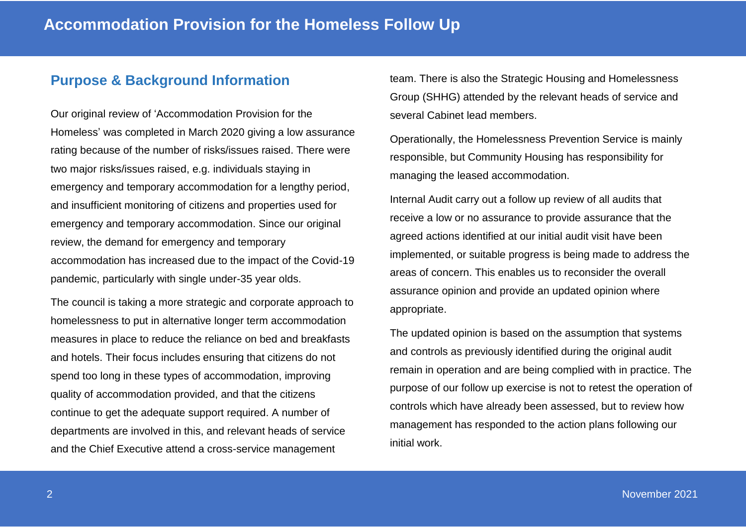# Accommodation Provision for the Homeless Follow Up

## Purpose & Background Information

Our original review of 'Accommodation Provision for the Homeless' was completed in March 2020 giving a low assurance rating because of the number of risks/issues raised. There were two major risks/issues raised, e.g. individuals staying in emergency and temporary accommodation for a lengthy period, and insufficient monitoring of citizens and properties used for emergency and temporary accommodation. Since our original review, the demand for emergency and temporary accommodation has increased due to the impact of the Covid-19 pandemic, particularly with single under-35 year olds.

The council is taking a more strategic and corporate approach to homelessness to put in alternative longer term accommodation measures in place to reduce the reliance on bed and breakfasts and hotels. Their focus includes ensuring that citizens do not spend too long in these types of accommodation, improving quality of accommodation provided, and that the citizens continue to get the adequate support required. A number of departments are involved in this, and relevant heads of service and the Chief Executive attend a cross-service management team. There is also the Strategic Housing and Homelessness Group (SHHG) attended by the relevant heads of service and several Cabinet lead members.

Operationally, the Homelessness Prevention Service is mainly responsible, but Community Housing has responsibility for managing the leased accommodation.

Internal Audit carry out a follow up review of all audits that receive a low or no assurance to provide assurance that the agreed actions identified at our initial audit visit have been implemented, or suitable progress is being made to address the areas of concern. This enables us to reconsider the overall assurance opinion and provide an updated opinion where appropriate.

The updated opinion is based on the assumption that systems and controls as previously identified during the original audit remain in operation and are being complied with in practice. The purpose of our follow up exercise is not to retest the operation of controls which have already been assessed, but to review how management has responded to the action plans following our initial work.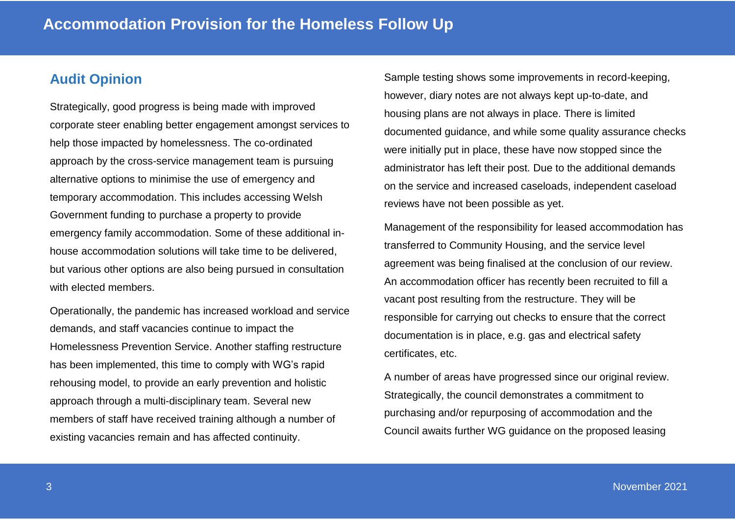# Accommodation Provision for the Homeless Follow Up

## Audit Opinion

Strategically, good progress is being made with improved corporate steer enabling better engagement amongst services to help those impacted by homelessness. The co-ordinated approach by the cross-service management team is pursuing alternative options to minimise the use of emergency and temporary accommodation. This includes accessing Welsh Government funding to purchase a property to provide emergency family accommodation. Some of these additional in-house accommodation solutions will take time to be delivered, but various other options are also being pursued in consultation with elected members.

Operationally, the pandemic has increased workload and service demands, and staff vacancies continue to impact the Homelessness Prevention Service. Another staffing restructure has been implemented, this time to comply with WG's rapid rehousing model, to provide an early prevention and holistic approach through a multi-disciplinary team. Several new members of staff have received training although a number of existing vacancies remain and has affected continuity.

Sample testing shows some improvements in record-keeping, however, diary notes are not always kept up-to-date, and housing plans are not always in place. There is limited documented guidance, and while some quality assurance checks were initially put in place, these have now stopped since the administrator has left their post. Due to the additional demands on the service and increased caseloads, independent caseload reviews have not been possible as yet.

Management of the responsibility for leased accommodation has transferred to Community Housing, and the service level agreement was being finalised at the conclusion of our review. An accommodation officer has recently been recruited to fill a vacant post resulting from the restructure. They will be responsible for carrying out checks to ensure that the correct documentation is in place, e.g. gas and electrical safety certificates, etc.

A number of areas have progressed since our original review. Strategically, the council demonstrates a commitment to purchasing and/or repurposing of accommodation and the Council awaits further WG guidance on the proposed leasing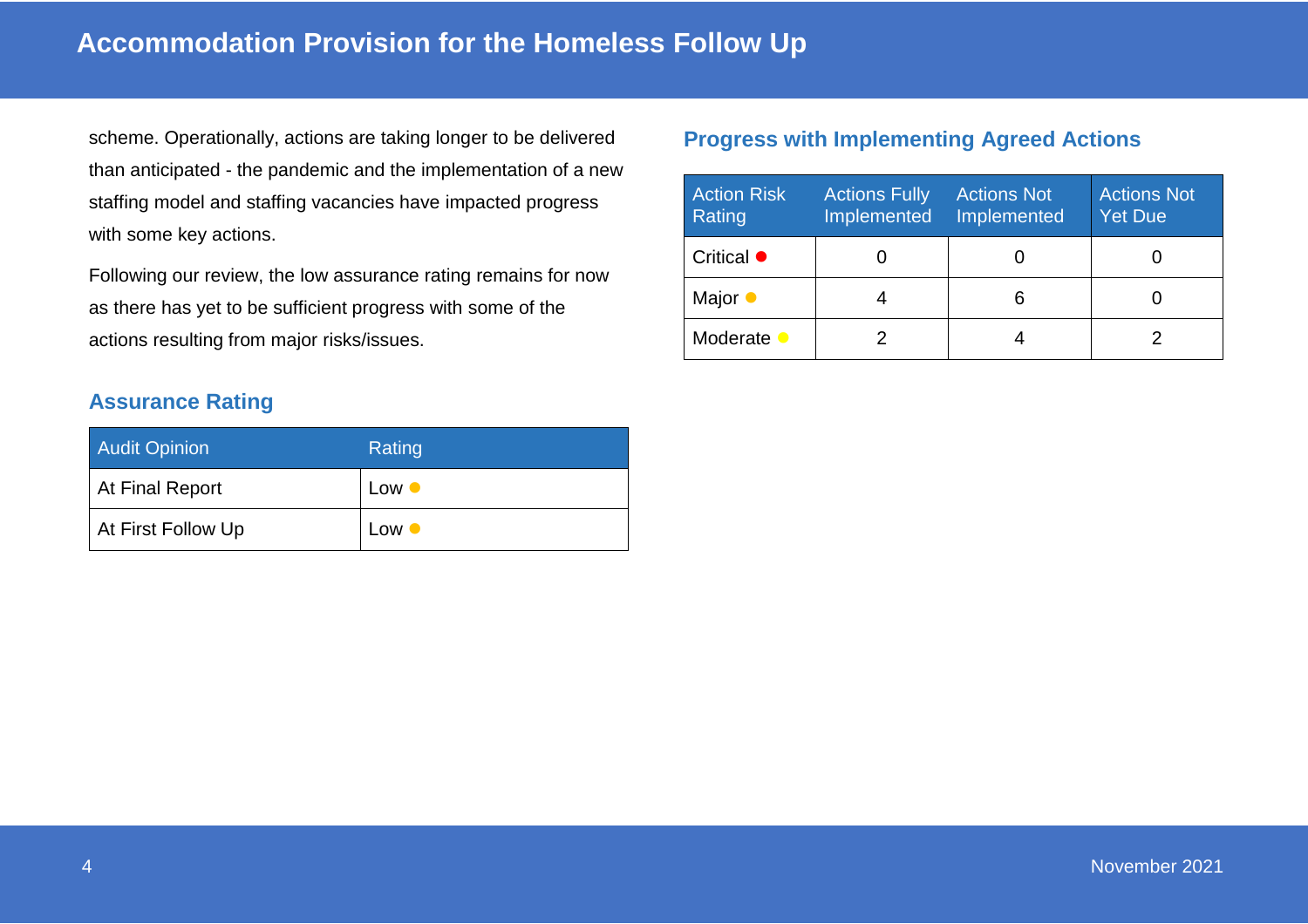scheme. Operationally, actions are taking longer to be delivered than anticipated - the pandemic and the implementation of a new staffing model and staffing vacancies have impacted progress with some key actions.

Following our review, the low assurance rating remains for now as there has yet to be sufficient progress with some of the actions resulting from major risks/issues.

## Assurance Rating

| Audit Opinion | Rating |
|---|---|
| At Final Report | Low ● |
| At First Follow Up | Low ● |

## Progress with Implementing Agreed Actions

| Action Risk Rating | Actions Fully Implemented | Actions Not Implemented | Actions Not Yet Due |
|---|---|---|---|
| Critical ● | 0 | 0 | 0 |
| Major ● | 4 | 6 | 0 |
| Moderate ● | 2 | 4 | 2 |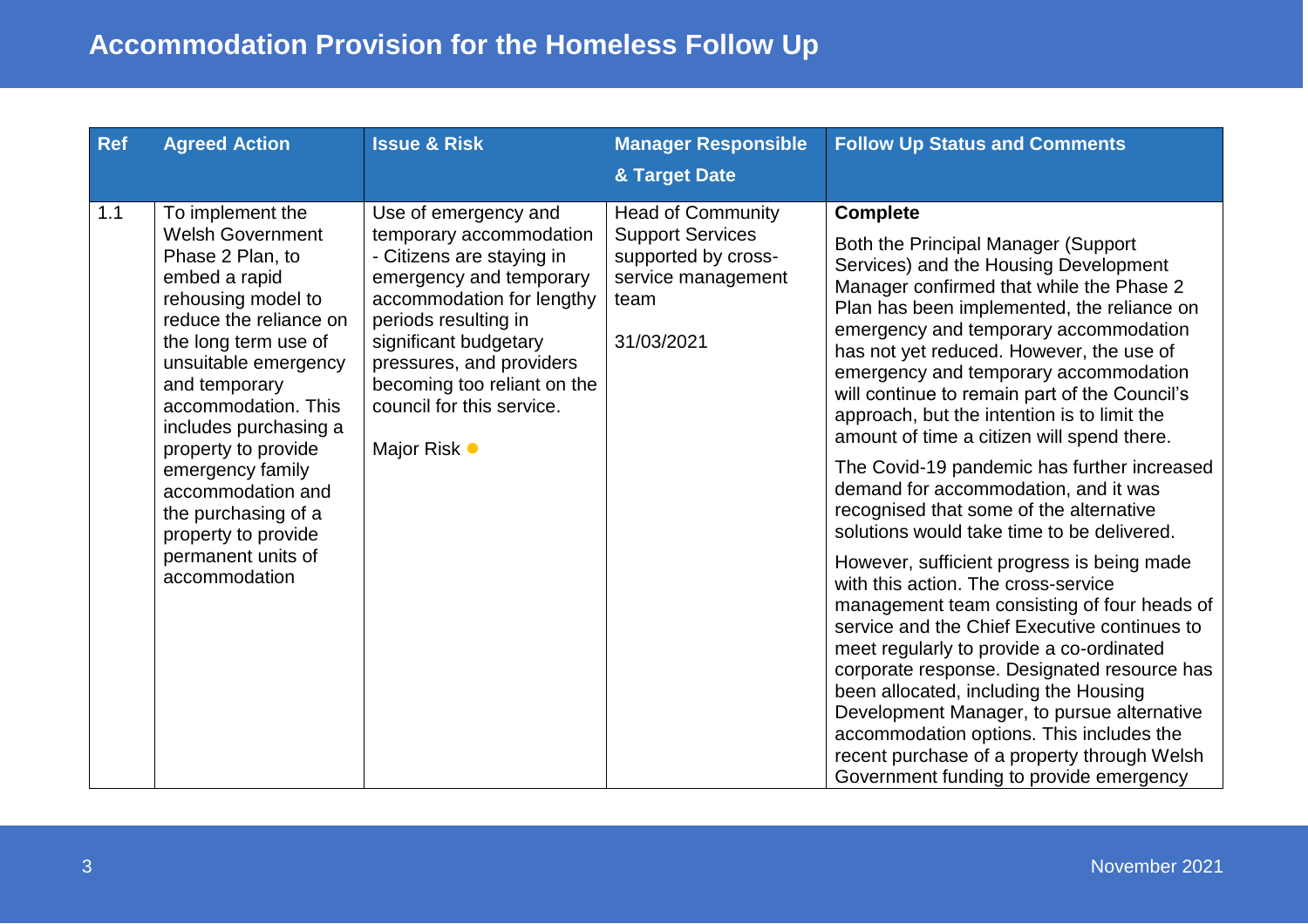# Accommodation Provision for the Homeless Follow Up

| Ref | Agreed Action | Issue & Risk | Manager Responsible & Target Date | Follow Up Status and Comments |
|---|---|---|---|---|
| 1.1 | To implement the Welsh Government Phase 2 Plan, to embed a rapid rehousing model to reduce the reliance on the long term use of unsuitable emergency and temporary accommodation. This includes purchasing a property to provide emergency family accommodation and the purchasing of a property to provide permanent units of accommodation | Use of emergency and temporary accommodation - Citizens are staying in emergency and temporary accommodation for lengthy periods resulting in significant budgetary pressures, and providers becoming too reliant on the council for this service.<br><br>Major Risk ● | Head of Community Support Services supported by cross-service management team<br><br>31/03/2021 | **Complete**<br><br>Both the Principal Manager (Support Services) and the Housing Development Manager confirmed that while the Phase 2 Plan has been implemented, the reliance on emergency and temporary accommodation has not yet reduced. However, the use of emergency and temporary accommodation will continue to remain part of the Council's approach, but the intention is to limit the amount of time a citizen will spend there.<br><br>The Covid-19 pandemic has further increased demand for accommodation, and it was recognised that some of the alternative solutions would take time to be delivered.<br><br>However, sufficient progress is being made with this action. The cross-service management team consisting of four heads of service and the Chief Executive continues to meet regularly to provide a co-ordinated corporate response. Designated resource has been allocated, including the Housing Development Manager, to pursue alternative accommodation options. This includes the recent purchase of a property through Welsh Government funding to provide emergency |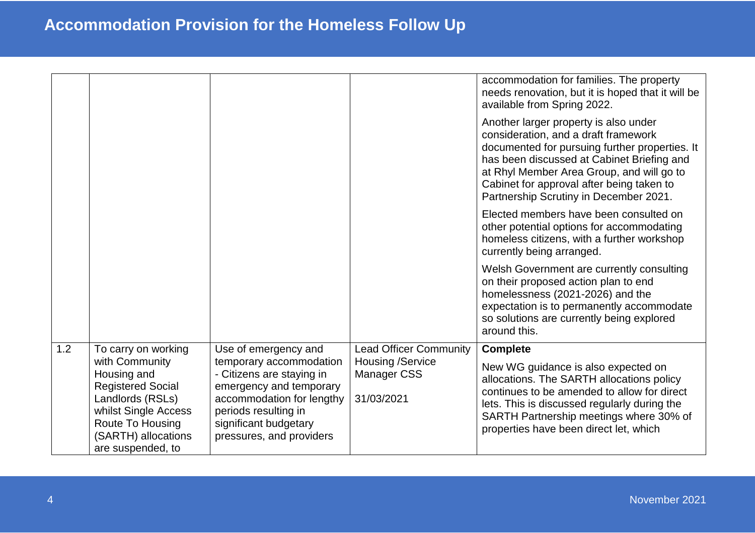| | | | | |
|---|---|---|---|---|
| | | | | accommodation for families. The property needs renovation, but it is hoped that it will be available from Spring 2022.<br><br>Another larger property is also under consideration, and a draft framework documented for pursuing further properties. It has been discussed at Cabinet Briefing and at Rhyl Member Area Group, and will go to Cabinet for approval after being taken to Partnership Scrutiny in December 2021.<br><br>Elected members have been consulted on other potential options for accommodating homeless citizens, with a further workshop currently being arranged.<br><br>Welsh Government are currently consulting on their proposed action plan to end homelessness (2021-2026) and the expectation is to permanently accommodate so solutions are currently being explored around this. |
| 1.2 | To carry on working with Community Housing and Registered Social Landlords (RSLs) whilst Single Access Route To Housing (SARTH) allocations are suspended, to | Use of emergency and temporary accommodation - Citizens are staying in emergency and temporary accommodation for lengthy periods resulting in significant budgetary pressures, and providers | Lead Officer Community Housing /Service Manager CSS<br><br>31/03/2021 | **Complete**<br><br>New WG guidance is also expected on allocations. The SARTH allocations policy continues to be amended to allow for direct lets. This is discussed regularly during the SARTH Partnership meetings where 30% of properties have been direct let, which |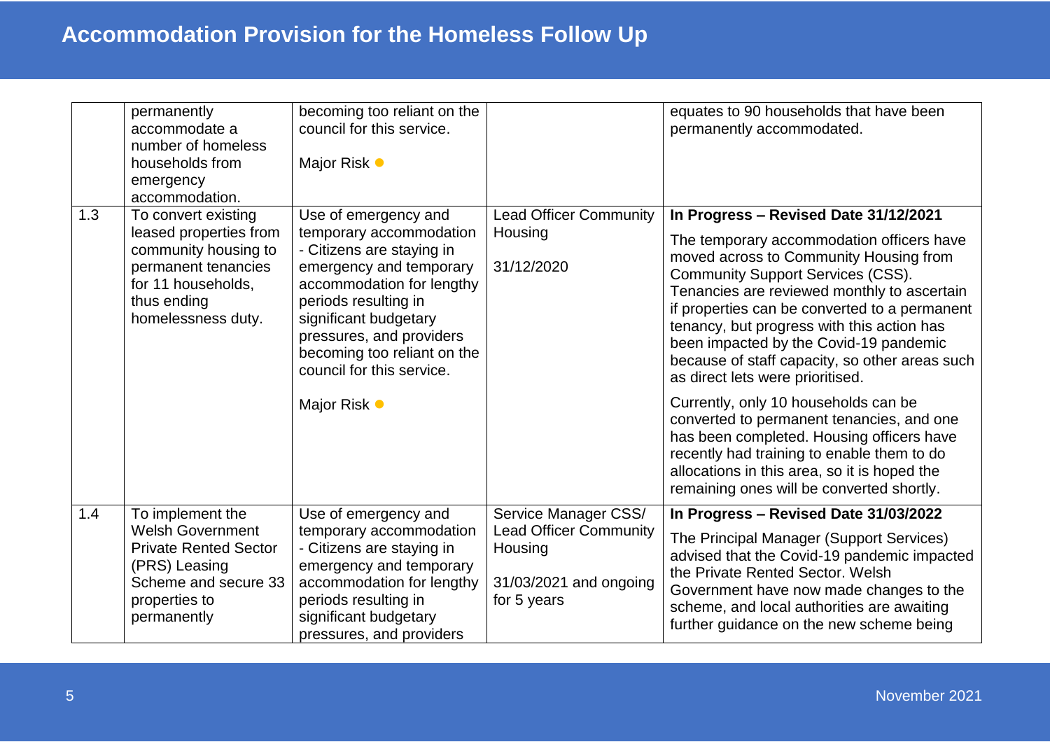| | | | | |
|---|---|---|---|---|
| | permanently accommodate a number of homeless households from emergency accommodation. | becoming too reliant on the council for this service.<br><br>Major Risk ● | | equates to 90 households that have been permanently accommodated. |
| 1.3 | To convert existing leased properties from community housing to permanent tenancies for 11 households, thus ending homelessness duty. | Use of emergency and temporary accommodation - Citizens are staying in emergency and temporary accommodation for lengthy periods resulting in significant budgetary pressures, and providers becoming too reliant on the council for this service.<br><br>Major Risk ● | Lead Officer Community Housing<br><br>31/12/2020 | **In Progress – Revised Date 31/12/2021**<br><br>The temporary accommodation officers have moved across to Community Housing from Community Support Services (CSS). Tenancies are reviewed monthly to ascertain if properties can be converted to a permanent tenancy, but progress with this action has been impacted by the Covid-19 pandemic because of staff capacity, so other areas such as direct lets were prioritised.<br><br>Currently, only 10 households can be converted to permanent tenancies, and one has been completed. Housing officers have recently had training to enable them to do allocations in this area, so it is hoped the remaining ones will be converted shortly. |
| 1.4 | To implement the Welsh Government Private Rented Sector (PRS) Leasing Scheme and secure 33 properties to permanently | Use of emergency and temporary accommodation - Citizens are staying in emergency and temporary accommodation for lengthy periods resulting in significant budgetary pressures, and providers | Service Manager CSS/ Lead Officer Community Housing<br><br>31/03/2021 and ongoing for 5 years | **In Progress – Revised Date 31/03/2022**<br><br>The Principal Manager (Support Services) advised that the Covid-19 pandemic impacted the Private Rented Sector. Welsh Government have now made changes to the scheme, and local authorities are awaiting further guidance on the new scheme being |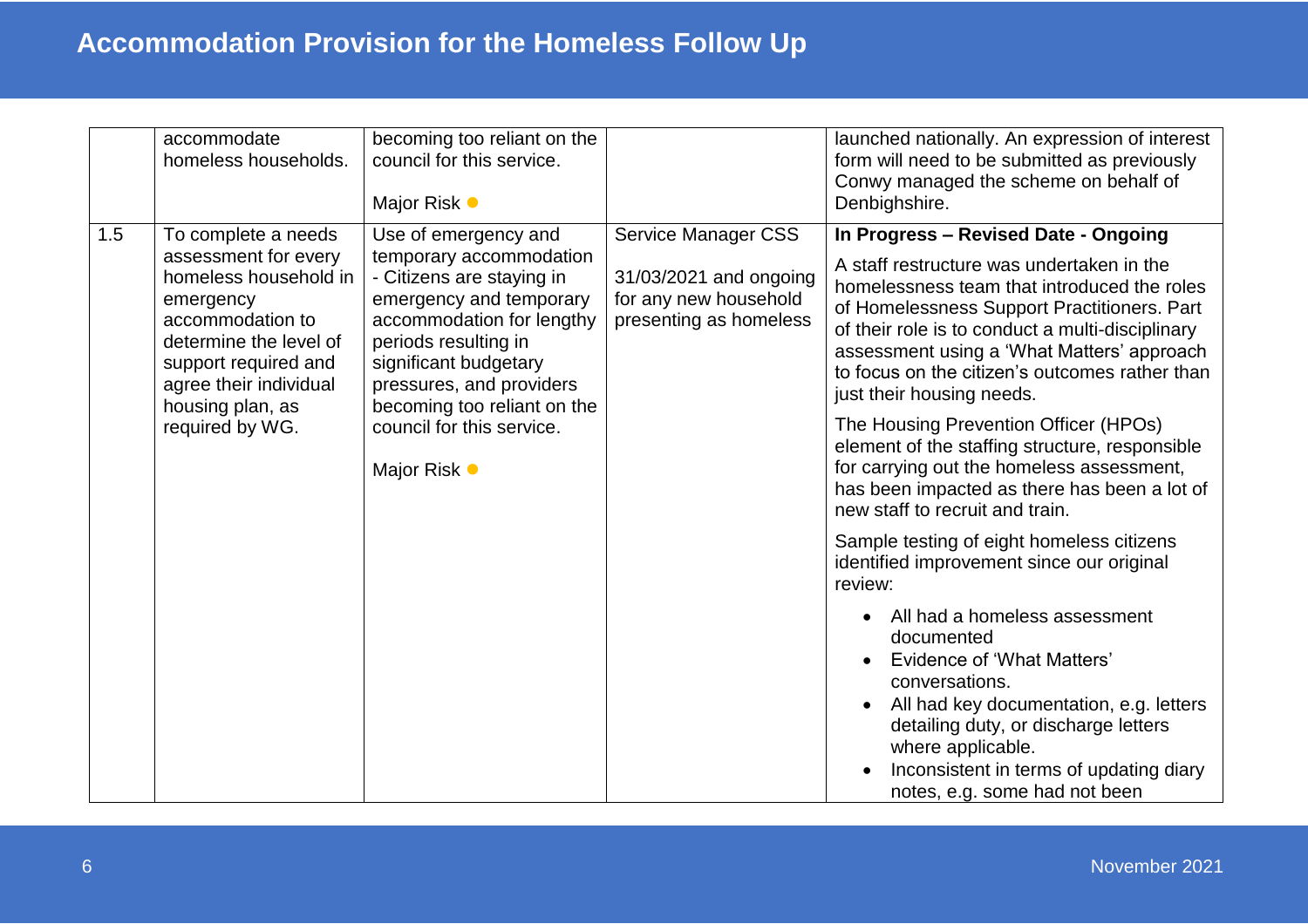| | | | | |
|---|---|---|---|---|
| | accommodate homeless households. | becoming too reliant on the council for this service.<br><br>Major Risk ● | | launched nationally. An expression of interest form will need to be submitted as previously Conwy managed the scheme on behalf of Denbighshire. |
| 1.5 | To complete a needs assessment for every homeless household in emergency accommodation to determine the level of support required and agree their individual housing plan, as required by WG. | Use of emergency and temporary accommodation - Citizens are staying in emergency and temporary accommodation for lengthy periods resulting in significant budgetary pressures, and providers becoming too reliant on the council for this service.<br><br>Major Risk ● | Service Manager CSS<br><br>31/03/2021 and ongoing for any new household presenting as homeless | **In Progress – Revised Date - Ongoing**<br><br>A staff restructure was undertaken in the homelessness team that introduced the roles of Homelessness Support Practitioners. Part of their role is to conduct a multi-disciplinary assessment using a 'What Matters' approach to focus on the citizen's outcomes rather than just their housing needs.<br><br>The Housing Prevention Officer (HPOs) element of the staffing structure, responsible for carrying out the homeless assessment, has been impacted as there has been a lot of new staff to recruit and train.<br><br>Sample testing of eight homeless citizens identified improvement since our original review:<br><br>• All had a homeless assessment documented<br>• Evidence of 'What Matters' conversations.<br>• All had key documentation, e.g. letters detailing duty, or discharge letters where applicable.<br>• Inconsistent in terms of updating diary notes, e.g. some had not been |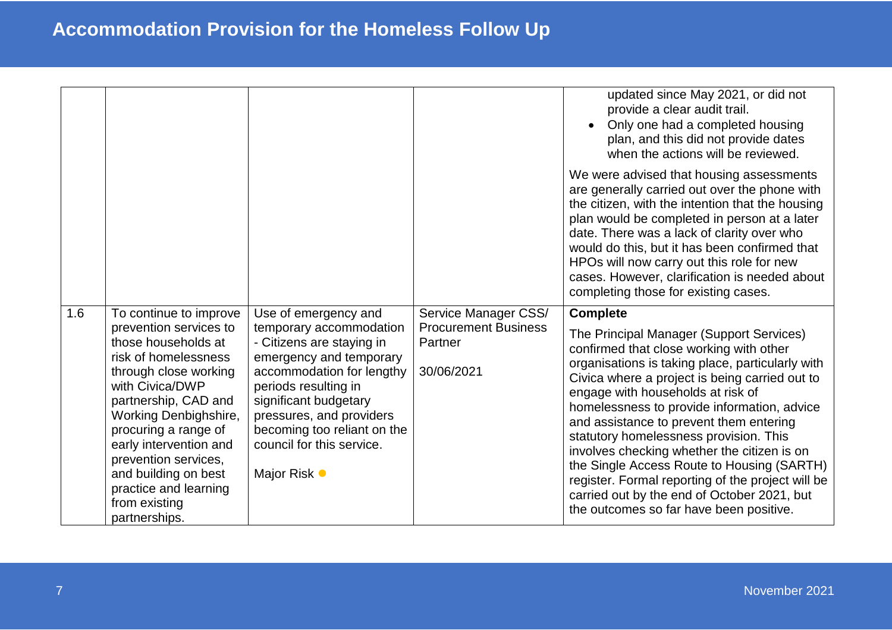| | | | | |
|---|---|---|---|---|
| | | | | updated since May 2021, or did not provide a clear audit trail.<br>• Only one had a completed housing plan, and this did not provide dates when the actions will be reviewed.<br><br>We were advised that housing assessments are generally carried out over the phone with the citizen, with the intention that the housing plan would be completed in person at a later date. There was a lack of clarity over who would do this, but it has been confirmed that HPOs will now carry out this role for new cases. However, clarification is needed about completing those for existing cases. |
| 1.6 | To continue to improve prevention services to those households at risk of homelessness through close working with Civica/DWP partnership, CAD and Working Denbighshire, procuring a range of early intervention and prevention services, and building on best practice and learning from existing partnerships. | Use of emergency and temporary accommodation - Citizens are staying in emergency and temporary accommodation for lengthy periods resulting in significant budgetary pressures, and providers becoming too reliant on the council for this service.<br><br>Major Risk ● | Service Manager CSS/ Procurement Business Partner<br><br>30/06/2021 | **Complete**<br><br>The Principal Manager (Support Services) confirmed that close working with other organisations is taking place, particularly with Civica where a project is being carried out to engage with households at risk of homelessness to provide information, advice and assistance to prevent them entering statutory homelessness provision. This involves checking whether the citizen is on the Single Access Route to Housing (SARTH) register. Formal reporting of the project will be carried out by the end of October 2021, but the outcomes so far have been positive. |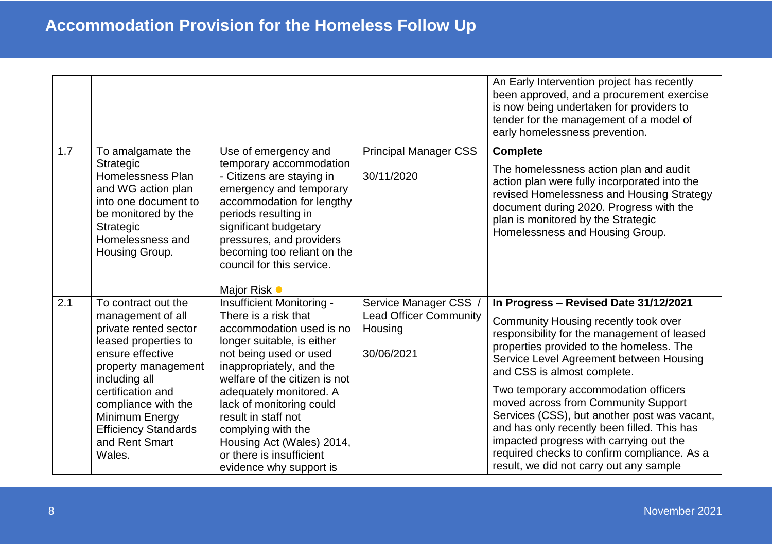| | | | | |
|---|---|---|---|---|
| | | | | An Early Intervention project has recently been approved, and a procurement exercise is now being undertaken for providers to tender for the management of a model of early homelessness prevention. |
| 1.7 | To amalgamate the Strategic Homelessness Plan and WG action plan into one document to be monitored by the Strategic Homelessness and Housing Group. | Use of emergency and temporary accommodation - Citizens are staying in emergency and temporary accommodation for lengthy periods resulting in significant budgetary pressures, and providers becoming too reliant on the council for this service.<br><br>Major Risk ● | Principal Manager CSS<br><br>30/11/2020 | **Complete**<br><br>The homelessness action plan and audit action plan were fully incorporated into the revised Homelessness and Housing Strategy document during 2020. Progress with the plan is monitored by the Strategic Homelessness and Housing Group. |
| 2.1 | To contract out the management of all private rented sector leased properties to ensure effective property management including all certification and compliance with the Minimum Energy Efficiency Standards and Rent Smart Wales. | Insufficient Monitoring - There is a risk that accommodation used is no longer suitable, is either not being used or used inappropriately, and the welfare of the citizen is not adequately monitored. A lack of monitoring could result in staff not complying with the Housing Act (Wales) 2014, or there is insufficient evidence why support is | Service Manager CSS / Lead Officer Community Housing<br><br>30/06/2021 | **In Progress – Revised Date 31/12/2021**<br><br>Community Housing recently took over responsibility for the management of leased properties provided to the homeless. The Service Level Agreement between Housing and CSS is almost complete.<br><br>Two temporary accommodation officers moved across from Community Support Services (CSS), but another post was vacant, and has only recently been filled. This has impacted progress with carrying out the required checks to confirm compliance. As a result, we did not carry out any sample |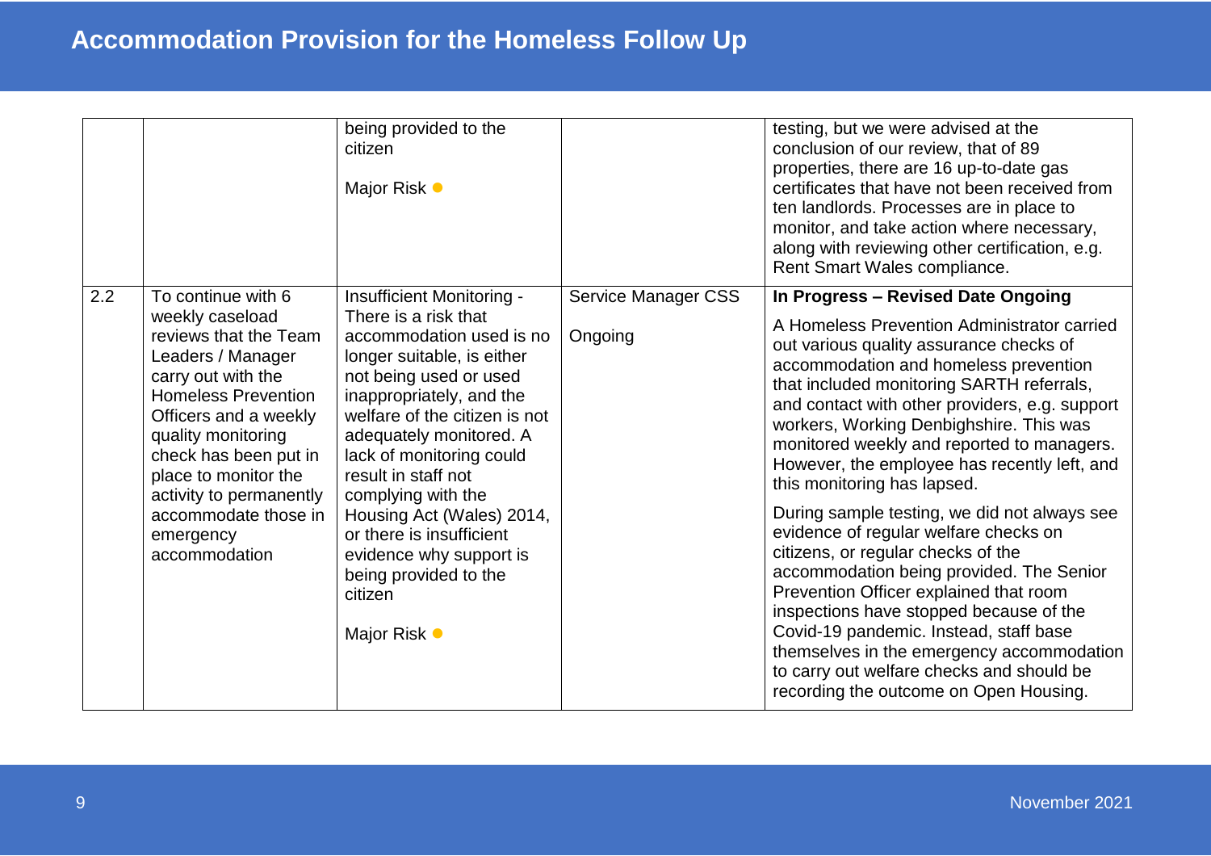| | | | | |
|---|---|---|---|---|
| | | being provided to the citizen<br><br>Major Risk ● | | testing, but we were advised at the conclusion of our review, that of 89 properties, there are 16 up-to-date gas certificates that have not been received from ten landlords. Processes are in place to monitor, and take action where necessary, along with reviewing other certification, e.g. Rent Smart Wales compliance. |
| 2.2 | To continue with 6 weekly caseload reviews that the Team Leaders / Manager carry out with the Homeless Prevention Officers and a weekly quality monitoring check has been put in place to monitor the activity to permanently accommodate those in emergency accommodation | Insufficient Monitoring - There is a risk that accommodation used is no longer suitable, is either not being used or used inappropriately, and the welfare of the citizen is not adequately monitored. A lack of monitoring could result in staff not complying with the Housing Act (Wales) 2014, or there is insufficient evidence why support is being provided to the citizen<br><br>Major Risk ● | Service Manager CSS<br><br>Ongoing | **In Progress – Revised Date Ongoing**<br><br>A Homeless Prevention Administrator carried out various quality assurance checks of accommodation and homeless prevention that included monitoring SARTH referrals, and contact with other providers, e.g. support workers, Working Denbighshire. This was monitored weekly and reported to managers. However, the employee has recently left, and this monitoring has lapsed.<br><br>During sample testing, we did not always see evidence of regular welfare checks on citizens, or regular checks of the accommodation being provided. The Senior Prevention Officer explained that room inspections have stopped because of the Covid-19 pandemic. Instead, staff base themselves in the emergency accommodation to carry out welfare checks and should be recording the outcome on Open Housing. |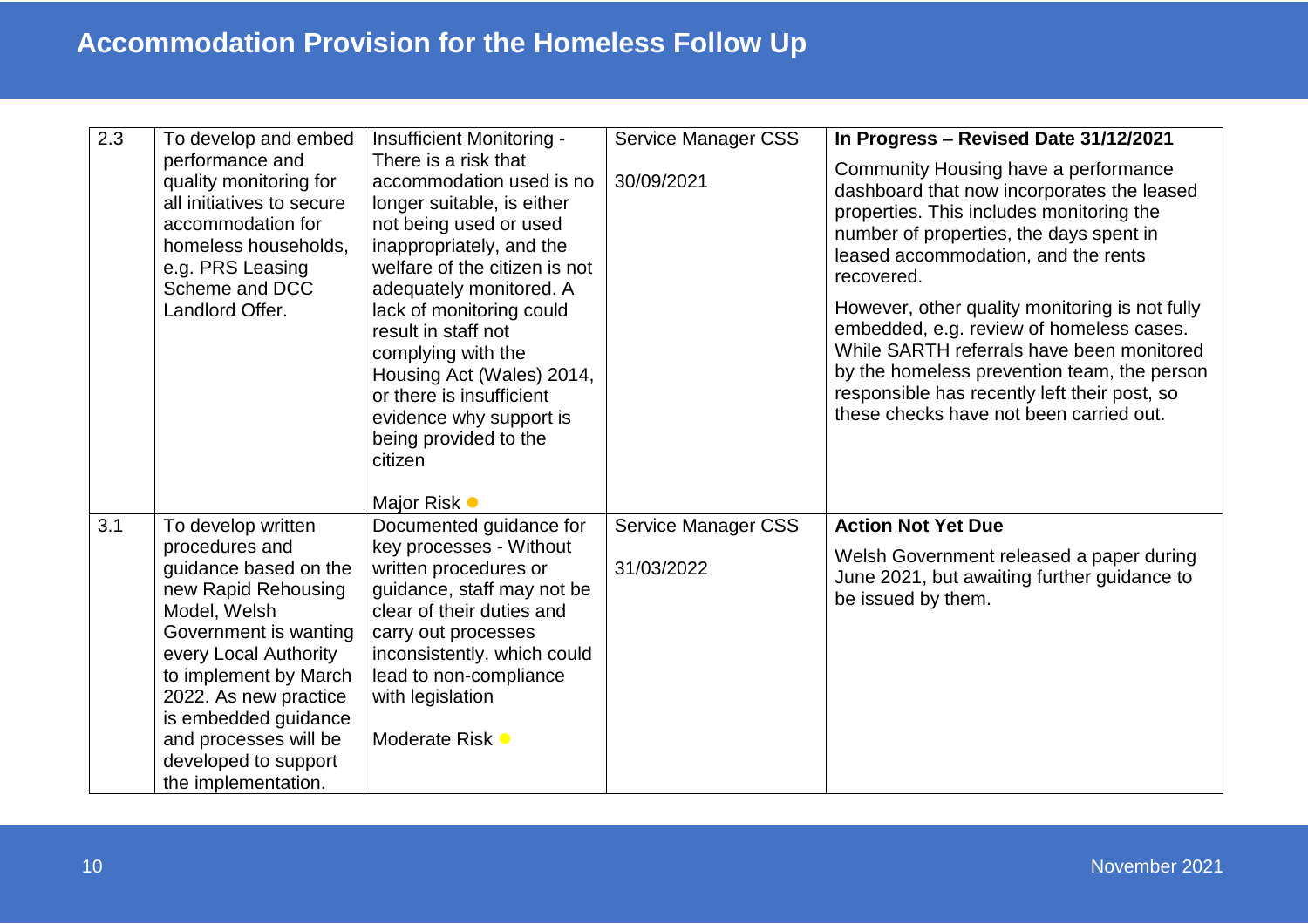| | | | | |
|---|---|---|---|---|
| 2.3 | To develop and embed performance and quality monitoring for all initiatives to secure accommodation for homeless households, e.g. PRS Leasing Scheme and DCC Landlord Offer. | Insufficient Monitoring - There is a risk that accommodation used is no longer suitable, is either not being used or used inappropriately, and the welfare of the citizen is not adequately monitored. A lack of monitoring could result in staff not complying with the Housing Act (Wales) 2014, or there is insufficient evidence why support is being provided to the citizen<br><br>Major Risk ● | Service Manager CSS<br><br>30/09/2021 | **In Progress – Revised Date 31/12/2021**<br><br>Community Housing have a performance dashboard that now incorporates the leased properties. This includes monitoring the number of properties, the days spent in leased accommodation, and the rents recovered.<br><br>However, other quality monitoring is not fully embedded, e.g. review of homeless cases. While SARTH referrals have been monitored by the homeless prevention team, the person responsible has recently left their post, so these checks have not been carried out. |
| 3.1 | To develop written procedures and guidance based on the new Rapid Rehousing Model, Welsh Government is wanting every Local Authority to implement by March 2022. As new practice is embedded guidance and processes will be developed to support the implementation. | Documented guidance for key processes - Without written procedures or guidance, staff may not be clear of their duties and carry out processes inconsistently, which could lead to non-compliance with legislation<br><br>Moderate Risk ● | Service Manager CSS<br><br>31/03/2022 | **Action Not Yet Due**<br><br>Welsh Government released a paper during June 2021, but awaiting further guidance to be issued by them. |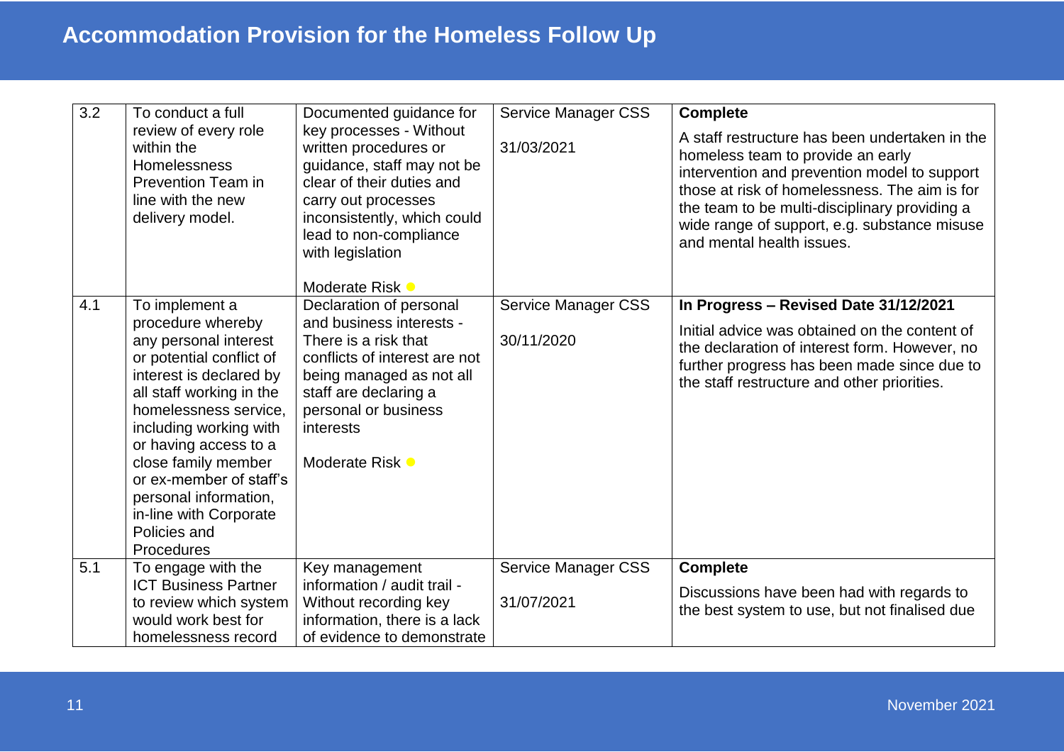| | | | | |
|---|---|---|---|---|
| 3.2 | To conduct a full review of every role within the Homelessness Prevention Team in line with the new delivery model. | Documented guidance for key processes - Without written procedures or guidance, staff may not be clear of their duties and carry out processes inconsistently, which could lead to non-compliance with legislation<br><br>Moderate Risk ● | Service Manager CSS<br><br>31/03/2021 | **Complete**<br><br>A staff restructure has been undertaken in the homeless team to provide an early intervention and prevention model to support those at risk of homelessness. The aim is for the team to be multi-disciplinary providing a wide range of support, e.g. substance misuse and mental health issues. |
| 4.1 | To implement a procedure whereby any personal interest or potential conflict of interest is declared by all staff working in the homelessness service, including working with or having access to a close family member or ex-member of staff's personal information, in-line with Corporate Policies and Procedures | Declaration of personal and business interests - There is a risk that conflicts of interest are not being managed as not all staff are declaring a personal or business interests<br><br>Moderate Risk ● | Service Manager CSS<br><br>30/11/2020 | **In Progress – Revised Date 31/12/2021**<br><br>Initial advice was obtained on the content of the declaration of interest form. However, no further progress has been made since due to the staff restructure and other priorities. |
| 5.1 | To engage with the ICT Business Partner to review which system would work best for homelessness record | Key management information / audit trail - Without recording key information, there is a lack of evidence to demonstrate | Service Manager CSS<br><br>31/07/2021 | **Complete**<br><br>Discussions have been had with regards to the best system to use, but not finalised due |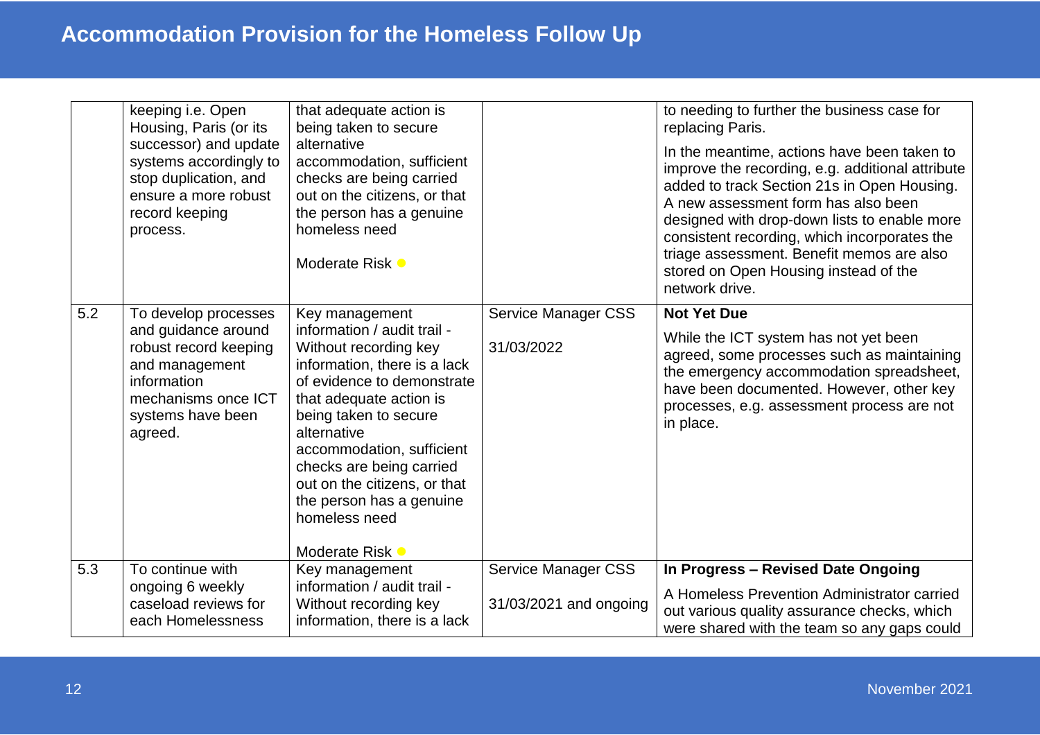| | | | | |
|---|---|---|---|---|
| | keeping i.e. Open Housing, Paris (or its successor) and update systems accordingly to stop duplication, and ensure a more robust record keeping process. | that adequate action is being taken to secure alternative accommodation, sufficient checks are being carried out on the citizens, or that the person has a genuine homeless need<br><br>Moderate Risk ● | | to needing to further the business case for replacing Paris.<br><br>In the meantime, actions have been taken to improve the recording, e.g. additional attribute added to track Section 21s in Open Housing. A new assessment form has also been designed with drop-down lists to enable more consistent recording, which incorporates the triage assessment. Benefit memos are also stored on Open Housing instead of the network drive. |
| 5.2 | To develop processes and guidance around robust record keeping and management information mechanisms once ICT systems have been agreed. | Key management information / audit trail - Without recording key information, there is a lack of evidence to demonstrate that adequate action is being taken to secure alternative accommodation, sufficient checks are being carried out on the citizens, or that the person has a genuine homeless need<br><br>Moderate Risk ● | Service Manager CSS<br><br>31/03/2022 | **Not Yet Due**<br><br>While the ICT system has not yet been agreed, some processes such as maintaining the emergency accommodation spreadsheet, have been documented. However, other key processes, e.g. assessment process are not in place. |
| 5.3 | To continue with ongoing 6 weekly caseload reviews for each Homelessness | Key management information / audit trail - Without recording key information, there is a lack | Service Manager CSS<br><br>31/03/2021 and ongoing | **In Progress – Revised Date Ongoing**<br><br>A Homeless Prevention Administrator carried out various quality assurance checks, which were shared with the team so any gaps could |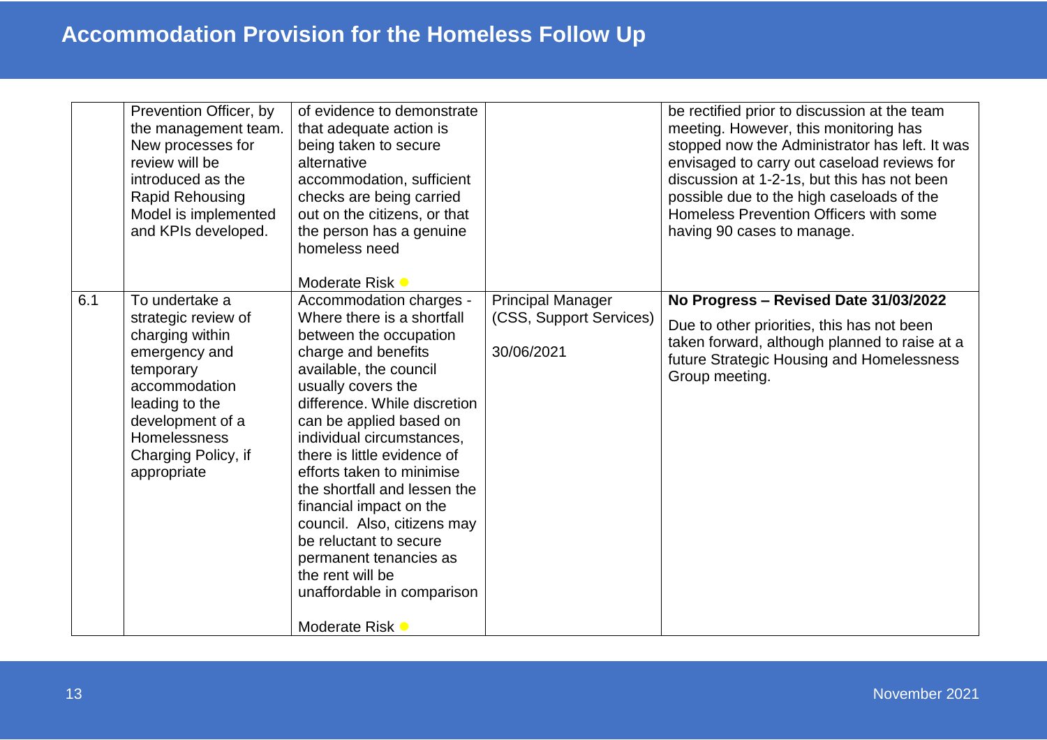| | | | | |
|---|---|---|---|---|
| | Prevention Officer, by the management team. New processes for review will be introduced as the Rapid Rehousing Model is implemented and KPIs developed. | of evidence to demonstrate that adequate action is being taken to secure alternative accommodation, sufficient checks are being carried out on the citizens, or that the person has a genuine homeless need<br><br>Moderate Risk ● | | be rectified prior to discussion at the team meeting. However, this monitoring has stopped now the Administrator has left. It was envisaged to carry out caseload reviews for discussion at 1-2-1s, but this has not been possible due to the high caseloads of the Homeless Prevention Officers with some having 90 cases to manage. |
| 6.1 | To undertake a strategic review of charging within emergency and temporary accommodation leading to the development of a Homelessness Charging Policy, if appropriate | Accommodation charges - Where there is a shortfall between the occupation charge and benefits available, the council usually covers the difference. While discretion can be applied based on individual circumstances, there is little evidence of efforts taken to minimise the shortfall and lessen the financial impact on the council. Also, citizens may be reluctant to secure permanent tenancies as the rent will be unaffordable in comparison<br><br>Moderate Risk ● | Principal Manager (CSS, Support Services)<br><br>30/06/2021 | **No Progress – Revised Date 31/03/2022**<br><br>Due to other priorities, this has not been taken forward, although planned to raise at a future Strategic Housing and Homelessness Group meeting. |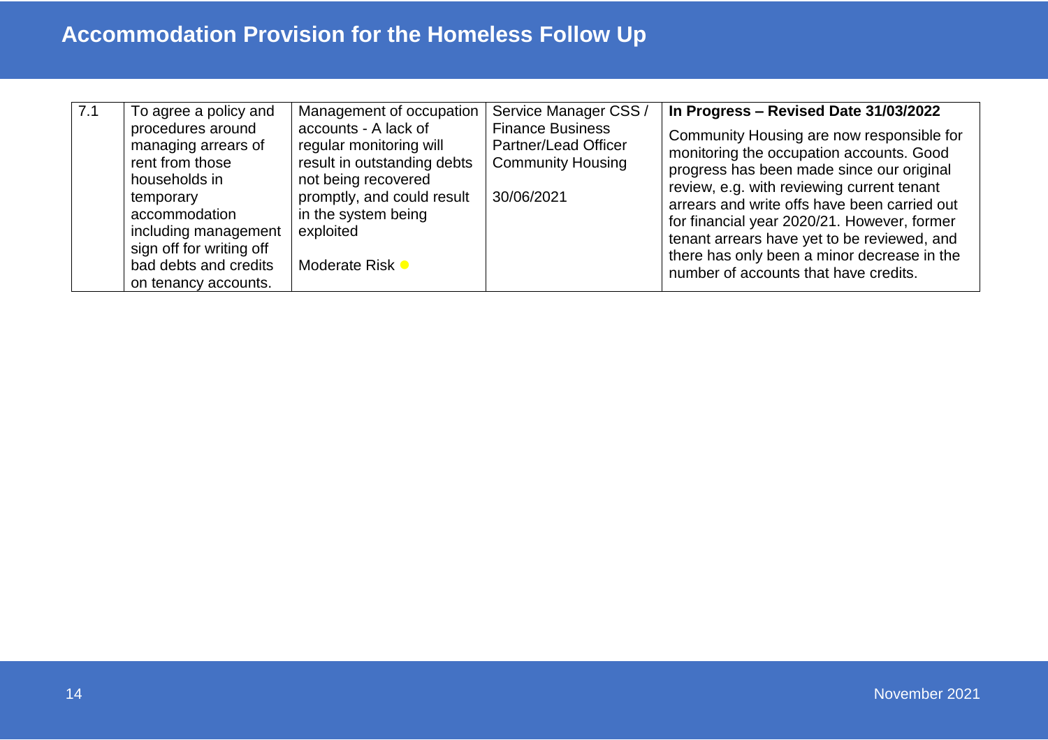| | | | | |
|---|---|---|---|---|
| 7.1 | To agree a policy and procedures around managing arrears of rent from those households in temporary accommodation including management sign off for writing off bad debts and credits on tenancy accounts. | Management of occupation accounts - A lack of regular monitoring will result in outstanding debts not being recovered promptly, and could result in the system being exploited<br><br>Moderate Risk ● | Service Manager CSS / Finance Business Partner/Lead Officer Community Housing<br><br>30/06/2021 | **In Progress – Revised Date 31/03/2022**<br><br>Community Housing are now responsible for monitoring the occupation accounts. Good progress has been made since our original review, e.g. with reviewing current tenant arrears and write offs have been carried out for financial year 2020/21. However, former tenant arrears have yet to be reviewed, and there has only been a minor decrease in the number of accounts that have credits. |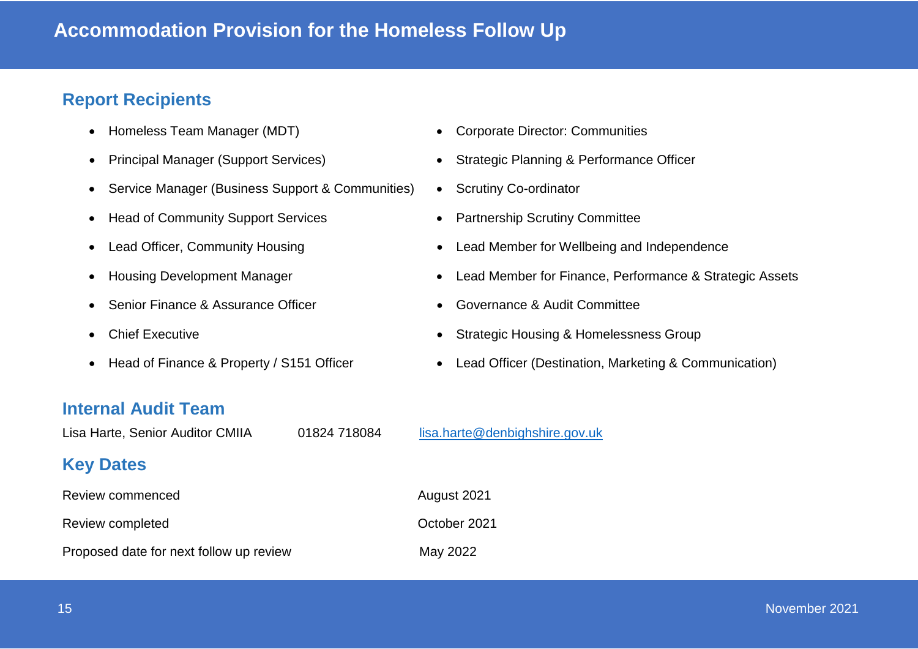# Accommodation Provision for the Homeless Follow Up

## Report Recipients

- Homeless Team Manager (MDT)
- Principal Manager (Support Services)
- Service Manager (Business Support & Communities)
- Head of Community Support Services
- Lead Officer, Community Housing
- Housing Development Manager
- Senior Finance & Assurance Officer
- Chief Executive
- Head of Finance & Property / S151 Officer
- Corporate Director: Communities
- Strategic Planning & Performance Officer
- Scrutiny Co-ordinator
- Partnership Scrutiny Committee
- Lead Member for Wellbeing and Independence
- Lead Member for Finance, Performance & Strategic Assets
- Governance & Audit Committee
- Strategic Housing & Homelessness Group
- Lead Officer (Destination, Marketing & Communication)

## Internal Audit Team

| | | |
|---|---|---|
| Lisa Harte, Senior Auditor CMIIA | 01824 718084 | lisa.harte@denbighshire.gov.uk |

## Key Dates

| | |
|---|---|
| Review commenced | August 2021 |
| Review completed | October 2021 |
| Proposed date for next follow up review | May 2022 |